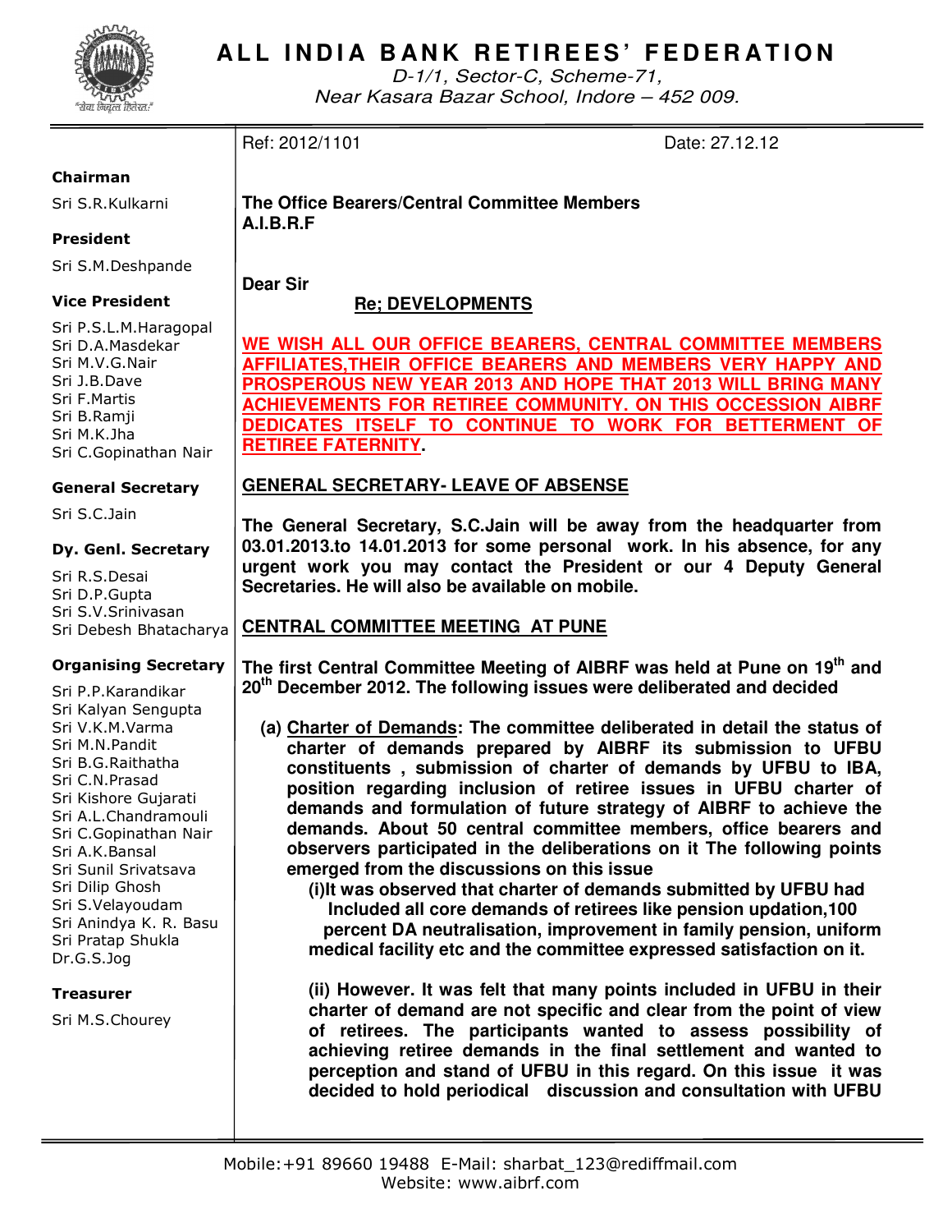# ALL INDIA BANK RETIREES' FEDERATION

D-1/1, Sector-C, Scheme-71,
Near Kasara Bazar School, Indore – 452 009.

**Chairman**
Sri S.R.Kulkarni

**President**
Sri S.M.Deshpande

**Vice President**
Sri P.S.L.M.Haragopal
Sri D.A.Masdekar
Sri M.V.G.Nair
Sri J.B.Dave
Sri F.Martis
Sri B.Ramji
Sri M.K.Jha
Sri C.Gopinathan Nair

**General Secretary**
Sri S.C.Jain

**Dy. Genl. Secretary**
Sri R.S.Desai
Sri D.P.Gupta
Sri S.V.Srinivasan
Sri Debesh Bhatacharya

**Organising Secretary**
Sri P.P.Karandikar
Sri Kalyan Sengupta
Sri V.K.M.Varma
Sri M.N.Pandit
Sri B.G.Raithatha
Sri C.N.Prasad
Sri Kishore Gujarati
Sri A.L.Chandramouli
Sri C.Gopinathan Nair
Sri A.K.Bansal
Sri Sunil Srivatsava
Sri Dilip Ghosh
Sri S.Velayoudam
Sri Anindya K. R. Basu
Sri Pratap Shukla
Dr.G.S.Jog

**Treasurer**
Sri M.S.Chourey

---

Ref: 2012/1101 Date: 27.12.12

**The Office Bearers/Central Committee Members**
**A.I.B.R.F**

**Dear Sir**

**Re; DEVELOPMENTS**

**WE WISH ALL OUR OFFICE BEARERS, CENTRAL COMMITTEE MEMBERS AFFILIATES,THEIR OFFICE BEARERS AND MEMBERS VERY HAPPY AND PROSPEROUS NEW YEAR 2013 AND HOPE THAT 2013 WILL BRING MANY ACHIEVEMENTS FOR RETIREE COMMUNITY. ON THIS OCCESSION AIBRF DEDICATES ITSELF TO CONTINUE TO WORK FOR BETTERMENT OF RETIREE FATERNITY.**

## GENERAL SECRETARY- LEAVE OF ABSENSE

**The General Secretary, S.C.Jain will be away from the headquarter from 03.01.2013.to 14.01.2013 for some personal work. In his absence, for any urgent work you may contact the President or our 4 Deputy General Secretaries. He will also be available on mobile.**

## CENTRAL COMMITTEE MEETING AT PUNE

**The first Central Committee Meeting of AIBRF was held at Pune on 19th and 20th December 2012. The following issues were deliberated and decided**

**(a) Charter of Demands: The committee deliberated in detail the status of charter of demands prepared by AIBRF its submission to UFBU constituents , submission of charter of demands by UFBU to IBA, position regarding inclusion of retiree issues in UFBU charter of demands and formulation of future strategy of AIBRF to achieve the demands. About 50 central committee members, office bearers and observers participated in the deliberations on it The following points emerged from the discussions on this issue**

**(i)It was observed that charter of demands submitted by UFBU had Included all core demands of retirees like pension updation,100 percent DA neutralisation, improvement in family pension, uniform medical facility etc and the committee expressed satisfaction on it.**

**(ii) However. It was felt that many points included in UFBU in their charter of demand are not specific and clear from the point of view of retirees. The participants wanted to assess possibility of achieving retiree demands in the final settlement and wanted to perception and stand of UFBU in this regard. On this issue it was decided to hold periodical discussion and consultation with UFBU**

Mobile:+91 89660 19488 E-Mail: sharbat_123@rediffmail.com
Website: www.aibrf.com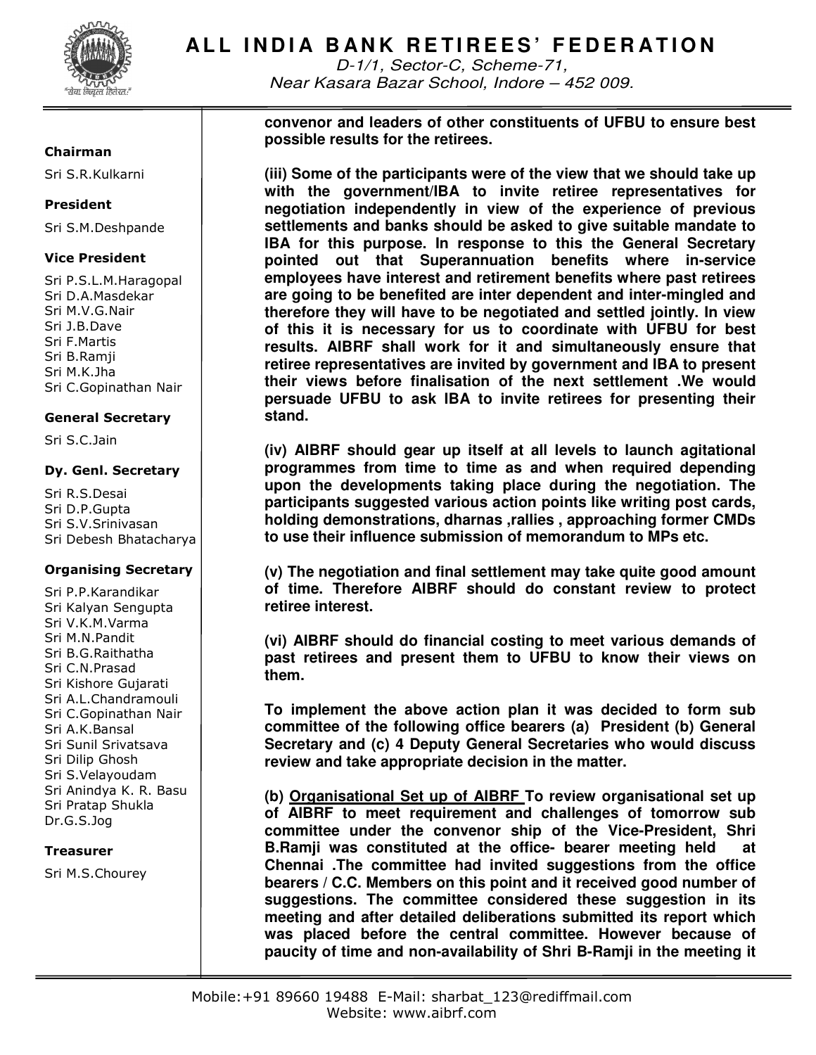**convenor and leaders of other constituents of UFBU to ensure best possible results for the retirees.**

**(iii) Some of the participants were of the view that we should take up with the government/IBA to invite retiree representatives for negotiation independently in view of the experience of previous settlements and banks should be asked to give suitable mandate to IBA for this purpose. In response to this the General Secretary pointed out that Superannuation benefits where in-service employees have interest and retirement benefits where past retirees are going to be benefited are inter dependent and inter-mingled and therefore they will have to be negotiated and settled jointly. In view of this it is necessary for us to coordinate with UFBU for best results. AIBRF shall work for it and simultaneously ensure that retiree representatives are invited by government and IBA to present their views before finalisation of the next settlement .We would persuade UFBU to ask IBA to invite retirees for presenting their stand.**

**(iv) AIBRF should gear up itself at all levels to launch agitational programmes from time to time as and when required depending upon the developments taking place during the negotiation. The participants suggested various action points like writing post cards, holding demonstrations, dharnas ,rallies , approaching former CMDs to use their influence submission of memorandum to MPs etc.**

**(v) The negotiation and final settlement may take quite good amount of time. Therefore AIBRF should do constant review to protect retiree interest.**

**(vi) AIBRF should do financial costing to meet various demands of past retirees and present them to UFBU to know their views on them.**

**To implement the above action plan it was decided to form sub committee of the following office bearers (a) President (b) General Secretary and (c) 4 Deputy General Secretaries who would discuss review and take appropriate decision in the matter.**

**(b) <u>Organisational Set up of AIBRF</u> To review organisational set up of AIBRF to meet requirement and challenges of tomorrow sub committee under the convenor ship of the Vice-President, Shri B.Ramji was constituted at the office- bearer meeting held at Chennai .The committee had invited suggestions from the office bearers / C.C. Members on this point and it received good number of suggestions. The committee considered these suggestion in its meeting and after detailed deliberations submitted its report which was placed before the central committee. However because of paucity of time and non-availability of Shri B-Ramji in the meeting it**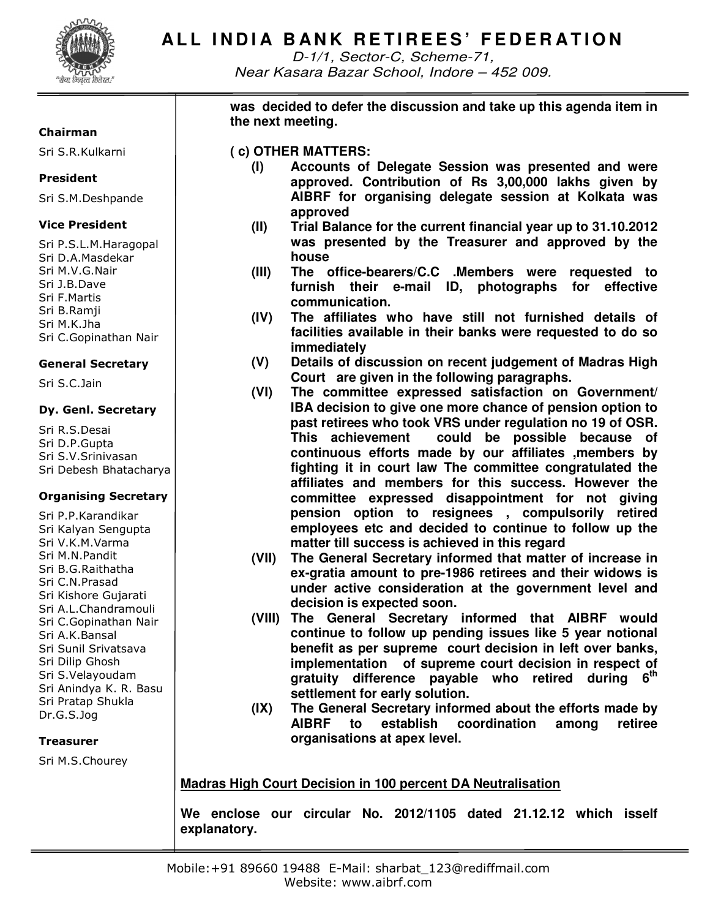was decided to defer the discussion and take up this agenda item in the next meeting.

**( c) OTHER MATTERS:**

**(I)** **Accounts of Delegate Session was presented and were approved. Contribution of Rs 3,00,000 lakhs given by AIBRF for organising delegate session at Kolkata was approved**

**(II)** **Trial Balance for the current financial year up to 31.10.2012 was presented by the Treasurer and approved by the house**

**(III)** **The office-bearers/C.C .Members were requested to furnish their e-mail ID, photographs for effective communication.**

**(IV)** **The affiliates who have still not furnished details of facilities available in their banks were requested to do so immediately**

**(V)** **Details of discussion on recent judgement of Madras High Court are given in the following paragraphs.**

**(VI)** **The committee expressed satisfaction on Government/ IBA decision to give one more chance of pension option to past retirees who took VRS under regulation no 19 of OSR. This achievement could be possible because of continuous efforts made by our affiliates ,members by fighting it in court law The committee congratulated the affiliates and members for this success. However the committee expressed disappointment for not giving pension option to resignees , compulsorily retired employees etc and decided to continue to follow up the matter till success is achieved in this regard**

**(VII)** **The General Secretary informed that matter of increase in ex-gratia amount to pre-1986 retirees and their widows is under active consideration at the government level and decision is expected soon.**

**(VIII)** **The General Secretary informed that AIBRF would continue to follow up pending issues like 5 year notional benefit as per supreme court decision in left over banks, implementation of supreme court decision in respect of gratuity difference payable who retired during 6th settlement for early solution.**

**(IX)** **The General Secretary informed about the efforts made by AIBRF to establish coordination among retiree organisations at apex level.**

**<u>Madras High Court Decision in 100 percent DA Neutralisation</u>**

**We enclose our circular No. 2012/1105 dated 21.12.12 which isself explanatory.**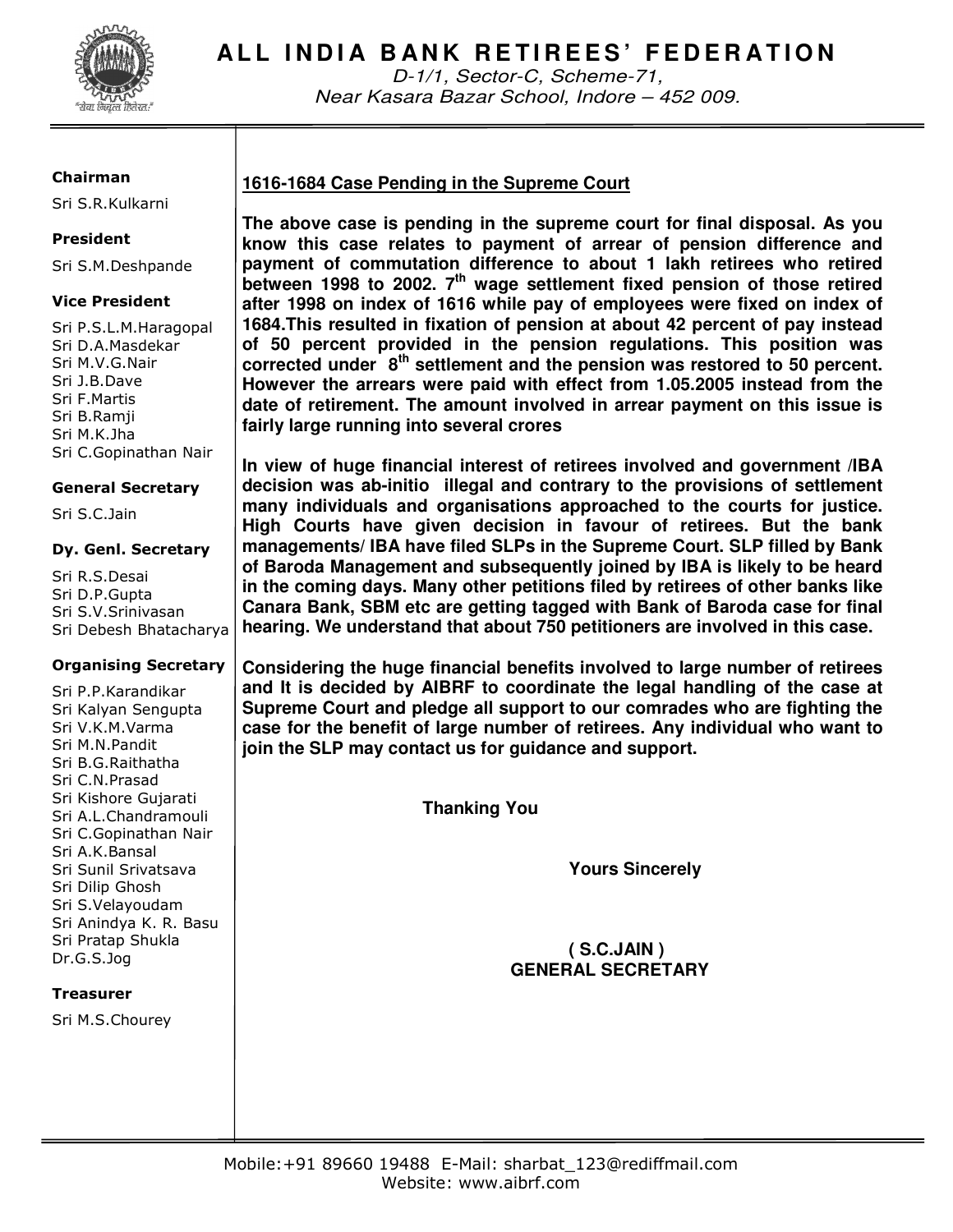# ALL INDIA BANK RETIREES' FEDERATION

D-1/1, Sector-C, Scheme-71,
Near Kasara Bazar School, Indore – 452 009.

**Chairman**
Sri S.R.Kulkarni

**President**
Sri S.M.Deshpande

**Vice President**
Sri P.S.L.M.Haragopal
Sri D.A.Masdekar
Sri M.V.G.Nair
Sri J.B.Dave
Sri F.Martis
Sri B.Ramji
Sri M.K.Jha
Sri C.Gopinathan Nair

**General Secretary**
Sri S.C.Jain

**Dy. Genl. Secretary**
Sri R.S.Desai
Sri D.P.Gupta
Sri S.V.Srinivasan
Sri Debesh Bhatacharya

**Organising Secretary**
Sri P.P.Karandikar
Sri Kalyan Sengupta
Sri V.K.M.Varma
Sri M.N.Pandit
Sri B.G.Raithatha
Sri C.N.Prasad
Sri Kishore Gujarati
Sri A.L.Chandramouli
Sri C.Gopinathan Nair
Sri A.K.Bansal
Sri Sunil Srivatsava
Sri Dilip Ghosh
Sri S.Velayoudam
Sri Anindya K. R. Basu
Sri Pratap Shukla
Dr.G.S.Jog

**Treasurer**
Sri M.S.Chourey

## 1616-1684 Case Pending in the Supreme Court

**The above case is pending in the supreme court for final disposal. As you know this case relates to payment of arrear of pension difference and payment of commutation difference to about 1 lakh retirees who retired between 1998 to 2002. 7th wage settlement fixed pension of those retired after 1998 on index of 1616 while pay of employees were fixed on index of 1684.This resulted in fixation of pension at about 42 percent of pay instead of 50 percent provided in the pension regulations. This position was corrected under 8th settlement and the pension was restored to 50 percent. However the arrears were paid with effect from 1.05.2005 instead from the date of retirement. The amount involved in arrear payment on this issue is fairly large running into several crores**

**In view of huge financial interest of retirees involved and government /IBA decision was ab-initio illegal and contrary to the provisions of settlement many individuals and organisations approached to the courts for justice. High Courts have given decision in favour of retirees. But the bank managements/ IBA have filed SLPs in the Supreme Court. SLP filled by Bank of Baroda Management and subsequently joined by IBA is likely to be heard in the coming days. Many other petitions filed by retirees of other banks like Canara Bank, SBM etc are getting tagged with Bank of Baroda case for final hearing. We understand that about 750 petitioners are involved in this case.**

**Considering the huge financial benefits involved to large number of retirees and It is decided by AIBRF to coordinate the legal handling of the case at Supreme Court and pledge all support to our comrades who are fighting the case for the benefit of large number of retirees. Any individual who want to join the SLP may contact us for guidance and support.**

**Thanking You**

**Yours Sincerely**

**( S.C.JAIN )**
**GENERAL SECRETARY**

Mobile:+91 89660 19488 E-Mail: sharbat_123@rediffmail.com
Website: www.aibrf.com